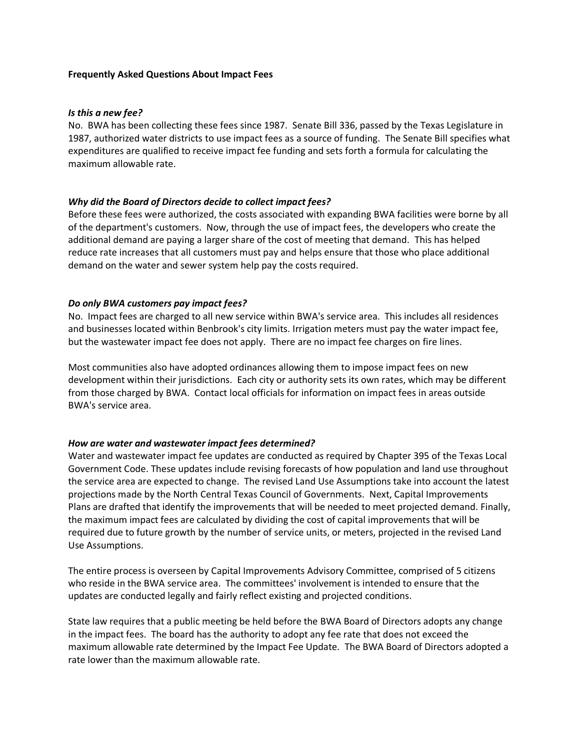**Frequently Asked Questions About Impact Fees**

***Is this a new fee?***

No. BWA has been collecting these fees since 1987. Senate Bill 336, passed by the Texas Legislature in 1987, authorized water districts to use impact fees as a source of funding. The Senate Bill specifies what expenditures are qualified to receive impact fee funding and sets forth a formula for calculating the maximum allowable rate.

***Why did the Board of Directors decide to collect impact fees?***

Before these fees were authorized, the costs associated with expanding BWA facilities were borne by all of the department's customers. Now, through the use of impact fees, the developers who create the additional demand are paying a larger share of the cost of meeting that demand. This has helped reduce rate increases that all customers must pay and helps ensure that those who place additional demand on the water and sewer system help pay the costs required.

***Do only BWA customers pay impact fees?***

No. Impact fees are charged to all new service within BWA's service area. This includes all residences and businesses located within Benbrook's city limits. Irrigation meters must pay the water impact fee, but the wastewater impact fee does not apply. There are no impact fee charges on fire lines.

Most communities also have adopted ordinances allowing them to impose impact fees on new development within their jurisdictions. Each city or authority sets its own rates, which may be different from those charged by BWA. Contact local officials for information on impact fees in areas outside BWA's service area.

***How are water and wastewater impact fees determined?***

Water and wastewater impact fee updates are conducted as required by Chapter 395 of the Texas Local Government Code. These updates include revising forecasts of how population and land use throughout the service area are expected to change. The revised Land Use Assumptions take into account the latest projections made by the North Central Texas Council of Governments. Next, Capital Improvements Plans are drafted that identify the improvements that will be needed to meet projected demand. Finally, the maximum impact fees are calculated by dividing the cost of capital improvements that will be required due to future growth by the number of service units, or meters, projected in the revised Land Use Assumptions.

The entire process is overseen by Capital Improvements Advisory Committee, comprised of 5 citizens who reside in the BWA service area. The committees' involvement is intended to ensure that the updates are conducted legally and fairly reflect existing and projected conditions.

State law requires that a public meeting be held before the BWA Board of Directors adopts any change in the impact fees. The board has the authority to adopt any fee rate that does not exceed the maximum allowable rate determined by the Impact Fee Update. The BWA Board of Directors adopted a rate lower than the maximum allowable rate.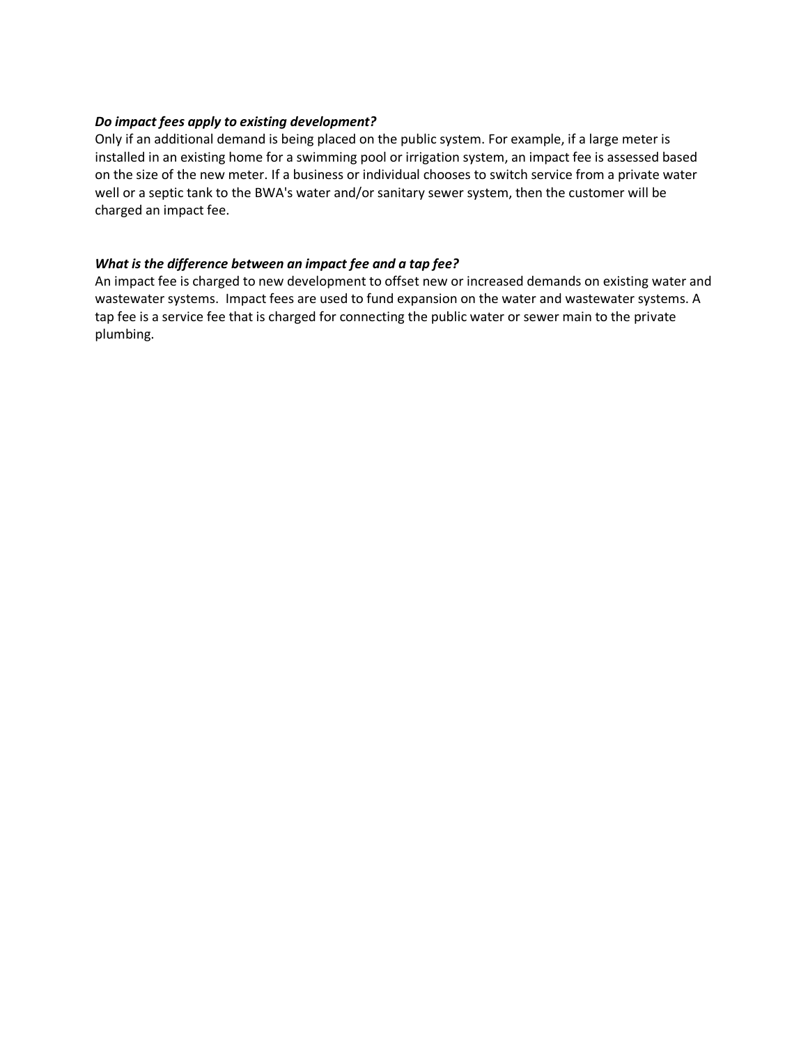***Do impact fees apply to existing development?***

Only if an additional demand is being placed on the public system. For example, if a large meter is installed in an existing home for a swimming pool or irrigation system, an impact fee is assessed based on the size of the new meter. If a business or individual chooses to switch service from a private water well or a septic tank to the BWA's water and/or sanitary sewer system, then the customer will be charged an impact fee.

***What is the difference between an impact fee and a tap fee?***

An impact fee is charged to new development to offset new or increased demands on existing water and wastewater systems. Impact fees are used to fund expansion on the water and wastewater systems. A tap fee is a service fee that is charged for connecting the public water or sewer main to the private plumbing.